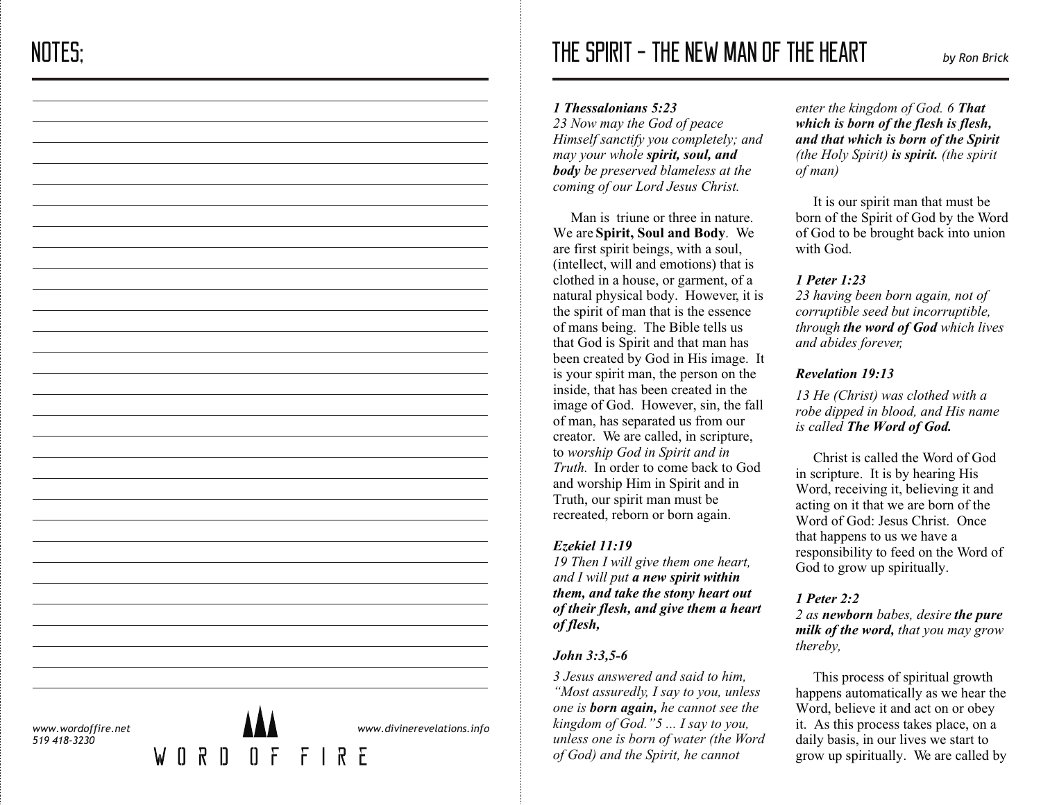# NOTES:

www.wordoffire.net
519 418-3230

WORD OF FIRE

www.divinerevelations.info

# THE SPIRIT - THE NEW MAN OF THE HEART

*by Ron Brick*

***1 Thessalonians 5:23***
*23 Now may the God of peace Himself sanctify you completely; and may your whole **spirit, soul, and body** be preserved blameless at the coming of our Lord Jesus Christ.*

Man is triune or three in nature. We are **Spirit, Soul and Body**. We are first spirit beings, with a soul, (intellect, will and emotions) that is clothed in a house, or garment, of a natural physical body. However, it is the spirit of man that is the essence of mans being. The Bible tells us that God is Spirit and that man has been created by God in His image. It is your spirit man, the person on the inside, that has been created in the image of God. However, sin, the fall of man, has separated us from our creator. We are called, in scripture, to *worship God in Spirit and in Truth.* In order to come back to God and worship Him in Spirit and in Truth, our spirit man must be recreated, reborn or born again.

***Ezekiel 11:19***
*19 Then I will give them one heart, and I will put **a new spirit within them, and take the stony heart out of their flesh, and give them a heart of flesh,***

***John 3:3,5-6***

*3 Jesus answered and said to him, "Most assuredly, I say to you, unless one is **born again,** he cannot see the kingdom of God."5 ... I say to you, unless one is born of water (the Word of God) and the Spirit, he cannot enter the kingdom of God. 6 **That which is born of the flesh is flesh, and that which is born of the Spirit** (the Holy Spirit) **is spirit.** (the spirit of man)*

It is our spirit man that must be born of the Spirit of God by the Word of God to be brought back into union with God.

***1 Peter 1:23***
*23 having been born again, not of corruptible seed but incorruptible, through **the word of God** which lives and abides forever,*

***Revelation 19:13***

*13 He (Christ) was clothed with a robe dipped in blood, and His name is called **The Word of God.***

Christ is called the Word of God in scripture. It is by hearing His Word, receiving it, believing it and acting on it that we are born of the Word of God: Jesus Christ. Once that happens to us we have a responsibility to feed on the Word of God to grow up spiritually.

***1 Peter 2:2***
*2 as **newborn** babes, desire **the pure milk of the word,** that you may grow thereby,*

This process of spiritual growth happens automatically as we hear the Word, believe it and act on or obey it. As this process takes place, on a daily basis, in our lives we start to grow up spiritually. We are called by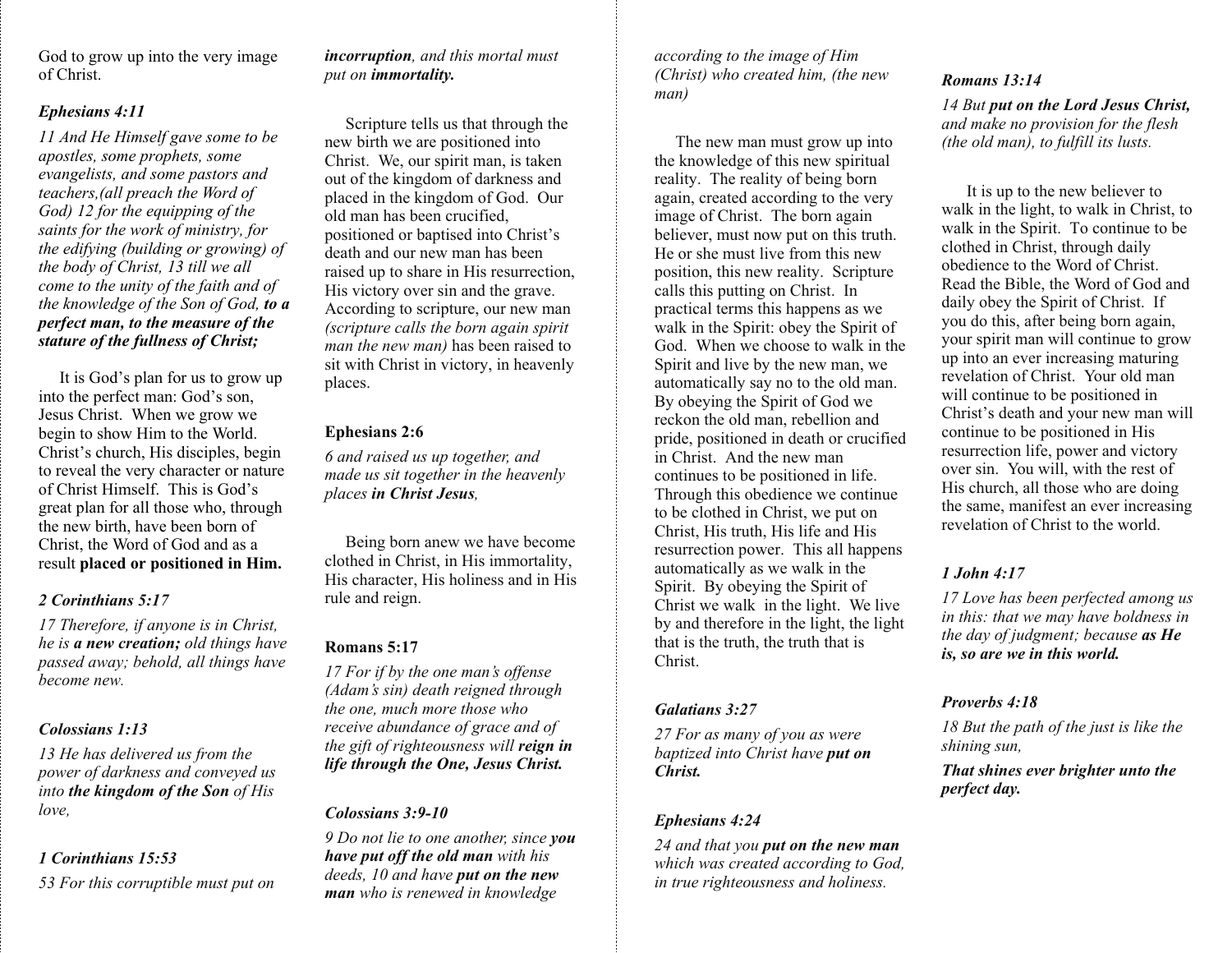God to grow up into the very image of Christ.

***Ephesians 4:11***

*11 And He Himself gave some to be apostles, some prophets, some evangelists, and some pastors and teachers,(all preach the Word of God) 12 for the equipping of the saints for the work of ministry, for the edifying (building or growing) of the body of Christ, 13 till we all come to the unity of the faith and of the knowledge of the Son of God,* ***to a perfect man, to the measure of the stature of the fullness of Christ;***

It is God's plan for us to grow up into the perfect man: God's son, Jesus Christ. When we grow we begin to show Him to the World. Christ's church, His disciples, begin to reveal the very character or nature of Christ Himself. This is God's great plan for all those who, through the new birth, have been born of Christ, the Word of God and as a result **placed or positioned in Him.**

***2 Corinthians 5:17***

*17 Therefore, if anyone is in Christ, he is* ***a new creation;*** *old things have passed away; behold, all things have become new.*

***Colossians 1:13***

*13 He has delivered us from the power of darkness and conveyed us into* ***the kingdom of the Son*** *of His love,*

***1 Corinthians 15:53***

*53 For this corruptible must put on* ***incorruption****, and this mortal must put on* ***immortality.***

Scripture tells us that through the new birth we are positioned into Christ. We, our spirit man, is taken out of the kingdom of darkness and placed in the kingdom of God. Our old man has been crucified, positioned or baptised into Christ's death and our new man has been raised up to share in His resurrection, His victory over sin and the grave. According to scripture, our new man *(scripture calls the born again spirit man the new man)* has been raised to sit with Christ in victory, in heavenly places.

**Ephesians 2:6**

*6 and raised us up together, and made us sit together in the heavenly places* ***in Christ Jesus,***

Being born anew we have become clothed in Christ, in His immortality, His character, His holiness and in His rule and reign.

**Romans 5:17**

*17 For if by the one man's offense (Adam's sin) death reigned through the one, much more those who receive abundance of grace and of the gift of righteousness will* ***reign in life through the One, Jesus Christ.***

***Colossians 3:9-10***

*9 Do not lie to one another, since* ***you have put off the old man*** *with his deeds, 10 and have* ***put on the new man*** *who is renewed in knowledge according to the image of Him (Christ) who created him, (the new man)*

The new man must grow up into the knowledge of this new spiritual reality. The reality of being born again, created according to the very image of Christ. The born again believer, must now put on this truth. He or she must live from this new position, this new reality. Scripture calls this putting on Christ. In practical terms this happens as we walk in the Spirit: obey the Spirit of God. When we choose to walk in the Spirit and live by the new man, we automatically say no to the old man. By obeying the Spirit of God we reckon the old man, rebellion and pride, positioned in death or crucified in Christ. And the new man continues to be positioned in life. Through this obedience we continue to be clothed in Christ, we put on Christ, His truth, His life and His resurrection power. This all happens automatically as we walk in the Spirit. By obeying the Spirit of Christ we walk in the light. We live by and therefore in the light, the light that is the truth, the truth that is Christ.

***Galatians 3:27***

*27 For as many of you as were baptized into Christ have* ***put on Christ.***

***Ephesians 4:24***

*24 and that you* ***put on the new man*** *which was created according to God, in true righteousness and holiness.*

***Romans 13:14***

*14 But* ***put on the Lord Jesus Christ,*** *and make no provision for the flesh (the old man), to fulfill its lusts.*

It is up to the new believer to walk in the light, to walk in Christ, to walk in the Spirit. To continue to be clothed in Christ, through daily obedience to the Word of Christ. Read the Bible, the Word of God and daily obey the Spirit of Christ. If you do this, after being born again, your spirit man will continue to grow up into an ever increasing maturing revelation of Christ. Your old man will continue to be positioned in Christ's death and your new man will continue to be positioned in His resurrection life, power and victory over sin. You will, with the rest of His church, all those who are doing the same, manifest an ever increasing revelation of Christ to the world.

***1 John 4:17***

*17 Love has been perfected among us in this: that we may have boldness in the day of judgment; because* ***as He is, so are we in this world.***

***Proverbs 4:18***

*18 But the path of the just is like the shining sun,*

***That shines ever brighter unto the perfect day.***